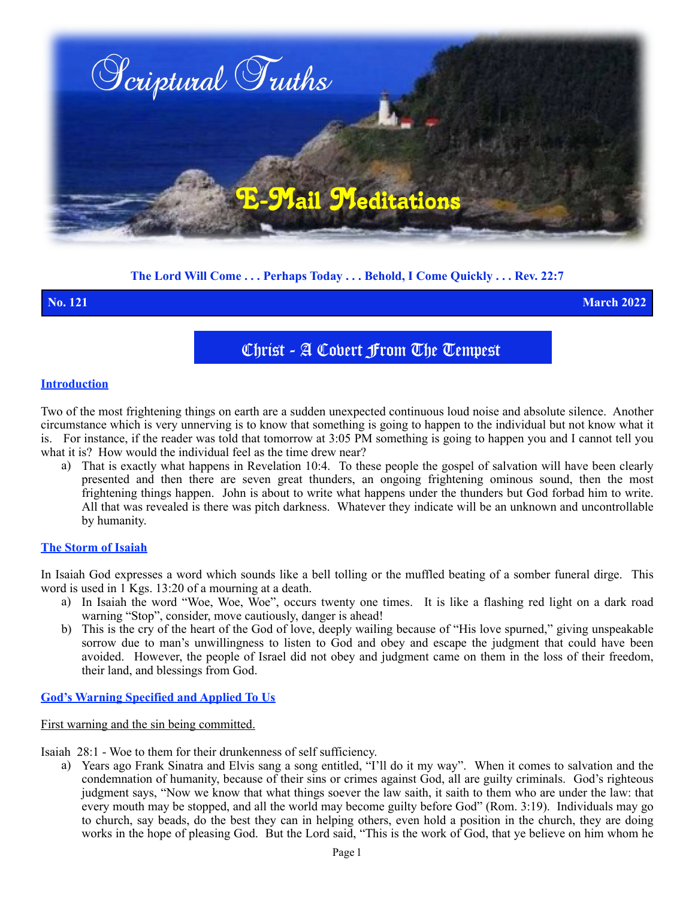# Scriptural Truths

## E-Mail Meditations

**The Lord Will Come . . . Perhaps Today . . . Behold, I Come Quickly . . . Rev. 22:7**

**No. 121** **March 2022**

# Christ - A Covert From The Tempest

### Introduction

Two of the most frightening things on earth are a sudden unexpected continuous loud noise and absolute silence. Another circumstance which is very unnerving is to know that something is going to happen to the individual but not know what it is. For instance, if the reader was told that tomorrow at 3:05 PM something is going to happen you and I cannot tell you what it is? How would the individual feel as the time drew near?

a) That is exactly what happens in Revelation 10:4. To these people the gospel of salvation will have been clearly presented and then there are seven great thunders, an ongoing frightening ominous sound, then the most frightening things happen. John is about to write what happens under the thunders but God forbad him to write. All that was revealed is there was pitch darkness. Whatever they indicate will be an unknown and uncontrollable by humanity.

### The Storm of Isaiah

In Isaiah God expresses a word which sounds like a bell tolling or the muffled beating of a somber funeral dirge. This word is used in 1 Kgs. 13:20 of a mourning at a death.

a) In Isaiah the word "Woe, Woe, Woe", occurs twenty one times. It is like a flashing red light on a dark road warning "Stop", consider, move cautiously, danger is ahead!
b) This is the cry of the heart of the God of love, deeply wailing because of "His love spurned," giving unspeakable sorrow due to man's unwillingness to listen to God and obey and escape the judgment that could have been avoided. However, the people of Israel did not obey and judgment came on them in the loss of their freedom, their land, and blessings from God.

### God's Warning Specified and Applied To Us

First warning and the sin being committed.

Isaiah 28:1 - Woe to them for their drunkenness of self sufficiency.

a) Years ago Frank Sinatra and Elvis sang a song entitled, "I'll do it my way". When it comes to salvation and the condemnation of humanity, because of their sins or crimes against God, all are guilty criminals. God's righteous judgment says, "Now we know that what things soever the law saith, it saith to them who are under the law: that every mouth may be stopped, and all the world may become guilty before God" (Rom. 3:19). Individuals may go to church, say beads, do the best they can in helping others, even hold a position in the church, they are doing works in the hope of pleasing God. But the Lord said, "This is the work of God, that ye believe on him whom he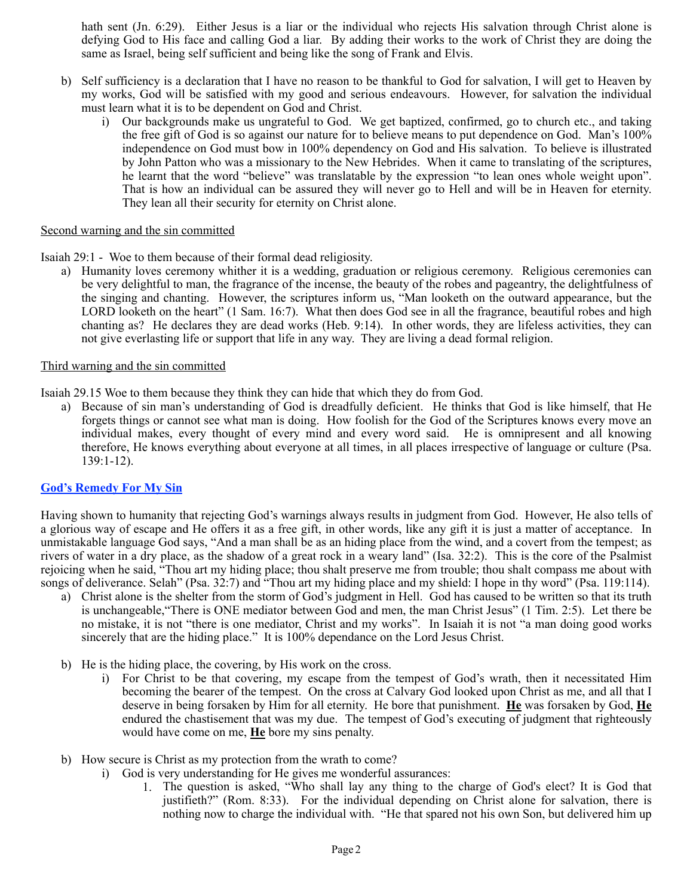hath sent (Jn. 6:29). Either Jesus is a liar or the individual who rejects His salvation through Christ alone is defying God to His face and calling God a liar. By adding their works to the work of Christ they are doing the same as Israel, being self sufficient and being like the song of Frank and Elvis.

b) Self sufficiency is a declaration that I have no reason to be thankful to God for salvation, I will get to Heaven by my works, God will be satisfied with my good and serious endeavours. However, for salvation the individual must learn what it is to be dependent on God and Christ.
   i) Our backgrounds make us ungrateful to God. We get baptized, confirmed, go to church etc., and taking the free gift of God is so against our nature for to believe means to put dependence on God. Man's 100% independence on God must bow in 100% dependency on God and His salvation. To believe is illustrated by John Patton who was a missionary to the New Hebrides. When it came to translating of the scriptures, he learnt that the word "believe" was translatable by the expression "to lean ones whole weight upon". That is how an individual can be assured they will never go to Hell and will be in Heaven for eternity. They lean all their security for eternity on Christ alone.

<u>Second warning and the sin committed</u>

Isaiah 29:1 - Woe to them because of their formal dead religiosity.

a) Humanity loves ceremony whither it is a wedding, graduation or religious ceremony. Religious ceremonies can be very delightful to man, the fragrance of the incense, the beauty of the robes and pageantry, the delightfulness of the singing and chanting. However, the scriptures inform us, "Man looketh on the outward appearance, but the LORD looketh on the heart" (1 Sam. 16:7). What then does God see in all the fragrance, beautiful robes and high chanting as? He declares they are dead works (Heb. 9:14). In other words, they are lifeless activities, they can not give everlasting life or support that life in any way. They are living a dead formal religion.

<u>Third warning and the sin committed</u>

Isaiah 29.15 Woe to them because they think they can hide that which they do from God.

a) Because of sin man's understanding of God is dreadfully deficient. He thinks that God is like himself, that He forgets things or cannot see what man is doing. How foolish for the God of the Scriptures knows every move an individual makes, every thought of every mind and every word said. He is omnipresent and all knowing therefore, He knows everything about everyone at all times, in all places irrespective of language or culture (Psa. 139:1-12).

## **<u>God's Remedy For My Sin</u>**

Having shown to humanity that rejecting God's warnings always results in judgment from God. However, He also tells of a glorious way of escape and He offers it as a free gift, in other words, like any gift it is just a matter of acceptance. In unmistakable language God says, "And a man shall be as an hiding place from the wind, and a covert from the tempest; as rivers of water in a dry place, as the shadow of a great rock in a weary land" (Isa. 32:2). This is the core of the Psalmist rejoicing when he said, "Thou art my hiding place; thou shalt preserve me from trouble; thou shalt compass me about with songs of deliverance. Selah" (Psa. 32:7) and "Thou art my hiding place and my shield: I hope in thy word" (Psa. 119:114).

a) Christ alone is the shelter from the storm of God's judgment in Hell. God has caused to be written so that its truth is unchangeable,"There is ONE mediator between God and men, the man Christ Jesus" (1 Tim. 2:5). Let there be no mistake, it is not "there is one mediator, Christ and my works". In Isaiah it is not "a man doing good works sincerely that are the hiding place." It is 100% dependance on the Lord Jesus Christ.

b) He is the hiding place, the covering, by His work on the cross.
   i) For Christ to be that covering, my escape from the tempest of God's wrath, then it necessitated Him becoming the bearer of the tempest. On the cross at Calvary God looked upon Christ as me, and all that I deserve in being forsaken by Him for all eternity. He bore that punishment. **<u>He</u>** was forsaken by God, **<u>He</u>** endured the chastisement that was my due. The tempest of God's executing of judgment that righteously would have come on me, **<u>He</u>** bore my sins penalty.

b) How secure is Christ as my protection from the wrath to come?
   i) God is very understanding for He gives me wonderful assurances:
      1. The question is asked, "Who shall lay any thing to the charge of God's elect? It is God that justifieth?" (Rom. 8:33). For the individual depending on Christ alone for salvation, there is nothing now to charge the individual with. "He that spared not his own Son, but delivered him up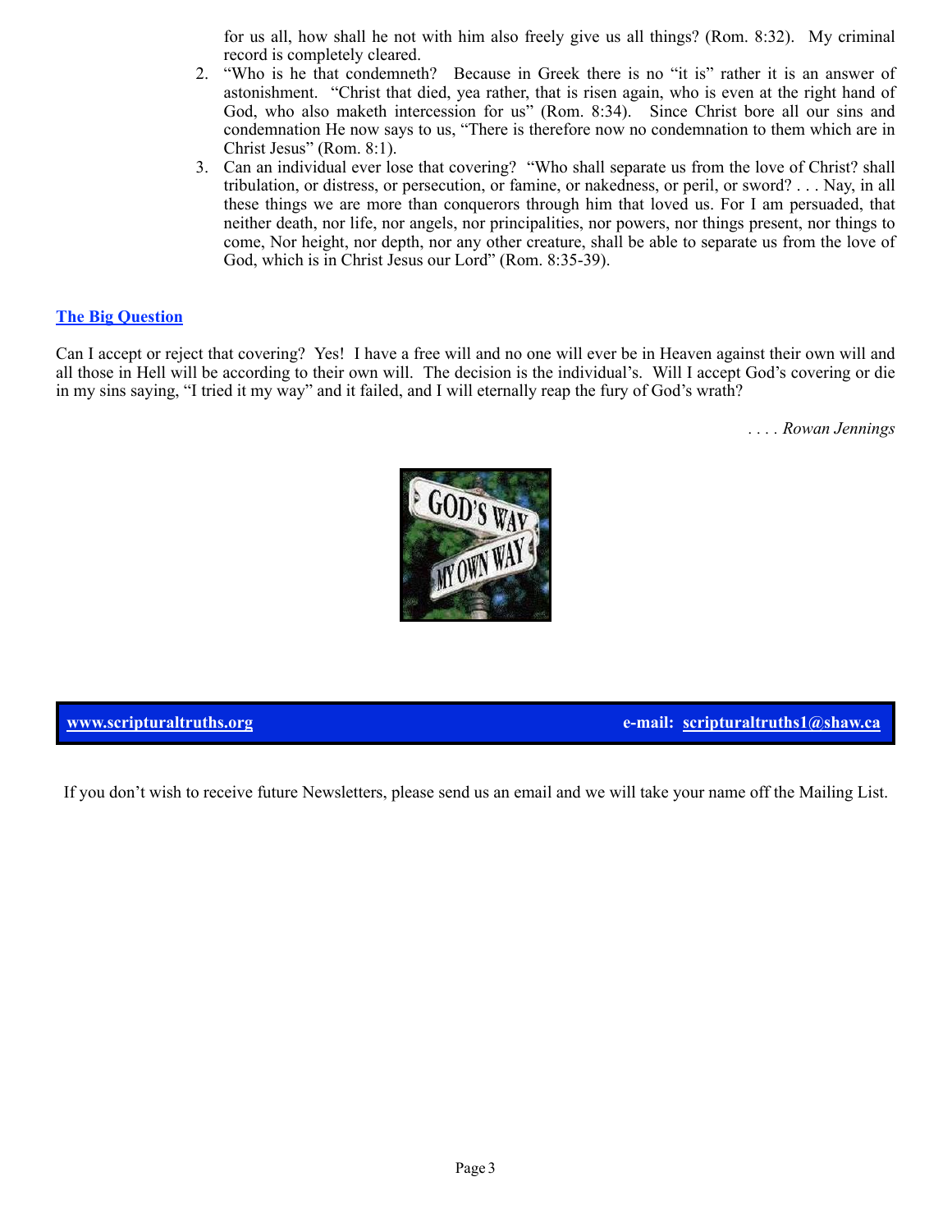for us all, how shall he not with him also freely give us all things? (Rom. 8:32). My criminal record is completely cleared.

2. "Who is he that condemneth? Because in Greek there is no "it is" rather it is an answer of astonishment. "Christ that died, yea rather, that is risen again, who is even at the right hand of God, who also maketh intercession for us" (Rom. 8:34). Since Christ bore all our sins and condemnation He now says to us, "There is therefore now no condemnation to them which are in Christ Jesus" (Rom. 8:1).
3. Can an individual ever lose that covering? "Who shall separate us from the love of Christ? shall tribulation, or distress, or persecution, or famine, or nakedness, or peril, or sword? . . . Nay, in all these things we are more than conquerors through him that loved us. For I am persuaded, that neither death, nor life, nor angels, nor principalities, nor powers, nor things present, nor things to come, Nor height, nor depth, nor any other creature, shall be able to separate us from the love of God, which is in Christ Jesus our Lord" (Rom. 8:35-39).

## **The Big Question**

Can I accept or reject that covering? Yes! I have a free will and no one will ever be in Heaven against their own will and all those in Hell will be according to their own will. The decision is the individual's. Will I accept God's covering or die in my sins saying, "I tried it my way" and it failed, and I will eternally reap the fury of God's wrath?

. . . . *Rowan Jennings*

GOD'S WAY

MY OWN WAY

**www.scripturaltruths.org** **e-mail: scripturaltruths1@shaw.ca**

If you don't wish to receive future Newsletters, please send us an email and we will take your name off the Mailing List.